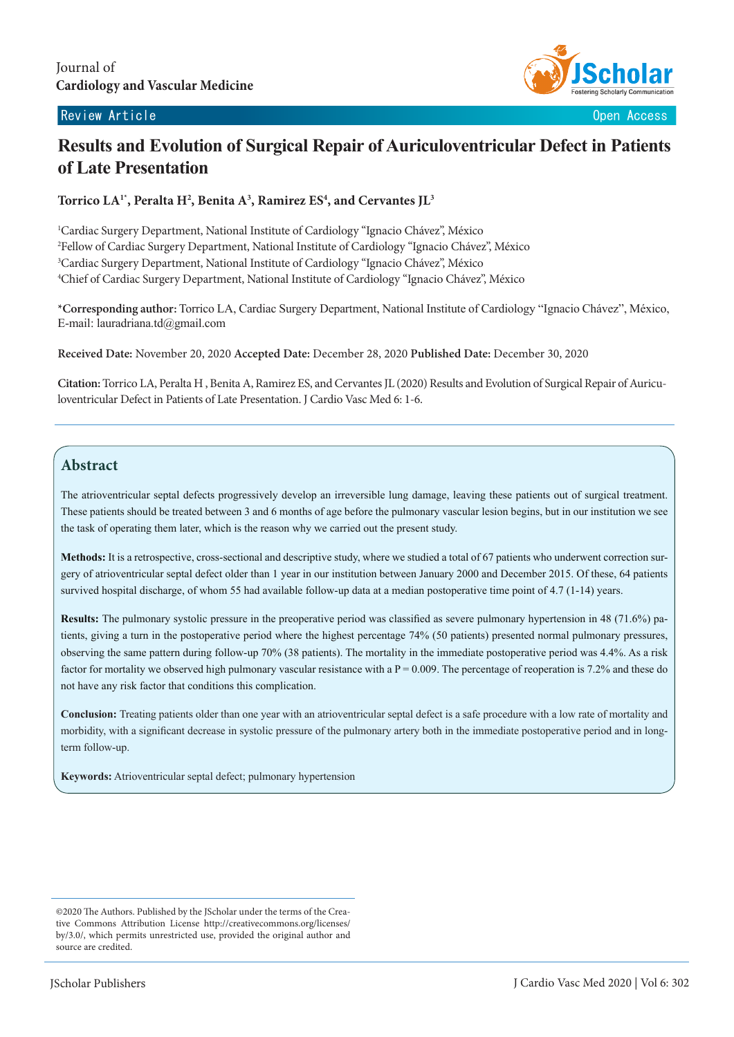Journal of
**Cardiology and Vascular Medicine**

Review Article — Open Access

# Results and Evolution of Surgical Repair of Auriculoventricular Defect in Patients of Late Presentation

**Torrico LA[1*], Peralta H[2], Benita A[3], Ramirez ES[4], and Cervantes JL[3]**

[1]Cardiac Surgery Department, National Institute of Cardiology "Ignacio Chávez", México
[2]Fellow of Cardiac Surgery Department, National Institute of Cardiology "Ignacio Chávez", México
[3]Cardiac Surgery Department, National Institute of Cardiology "Ignacio Chávez", México
[4]Chief of Cardiac Surgery Department, National Institute of Cardiology "Ignacio Chávez", México

***Corresponding author:** Torrico LA, Cardiac Surgery Department, National Institute of Cardiology "Ignacio Chávez", México, E-mail: lauradriana.td@gmail.com

**Received Date:** November 20, 2020 **Accepted Date:** December 28, 2020 **Published Date:** December 30, 2020

**Citation:** Torrico LA, Peralta H , Benita A, Ramirez ES, and Cervantes JL (2020) Results and Evolution of Surgical Repair of Auriculoventricular Defect in Patients of Late Presentation. J Cardio Vasc Med 6: 1-6.

## Abstract

The atrioventricular septal defects progressively develop an irreversible lung damage, leaving these patients out of surgical treatment. These patients should be treated between 3 and 6 months of age before the pulmonary vascular lesion begins, but in our institution we see the task of operating them later, which is the reason why we carried out the present study.

**Methods:** It is a retrospective, cross-sectional and descriptive study, where we studied a total of 67 patients who underwent correction surgery of atrioventricular septal defect older than 1 year in our institution between January 2000 and December 2015. Of these, 64 patients survived hospital discharge, of whom 55 had available follow-up data at a median postoperative time point of 4.7 (1-14) years.

**Results:** The pulmonary systolic pressure in the preoperative period was classified as severe pulmonary hypertension in 48 (71.6%) patients, giving a turn in the postoperative period where the highest percentage 74% (50 patients) presented normal pulmonary pressures, observing the same pattern during follow-up 70% (38 patients). The mortality in the immediate postoperative period was 4.4%. As a risk factor for mortality we observed high pulmonary vascular resistance with a P = 0.009. The percentage of reoperation is 7.2% and these do not have any risk factor that conditions this complication.

**Conclusion:** Treating patients older than one year with an atrioventricular septal defect is a safe procedure with a low rate of mortality and morbidity, with a significant decrease in systolic pressure of the pulmonary artery both in the immediate postoperative period and in long-term follow-up.

**Keywords:** Atrioventricular septal defect; pulmonary hypertension

©2020 The Authors. Published by the JScholar under the terms of the Creative Commons Attribution License http://creativecommons.org/licenses/by/3.0/, which permits unrestricted use, provided the original author and source are credited.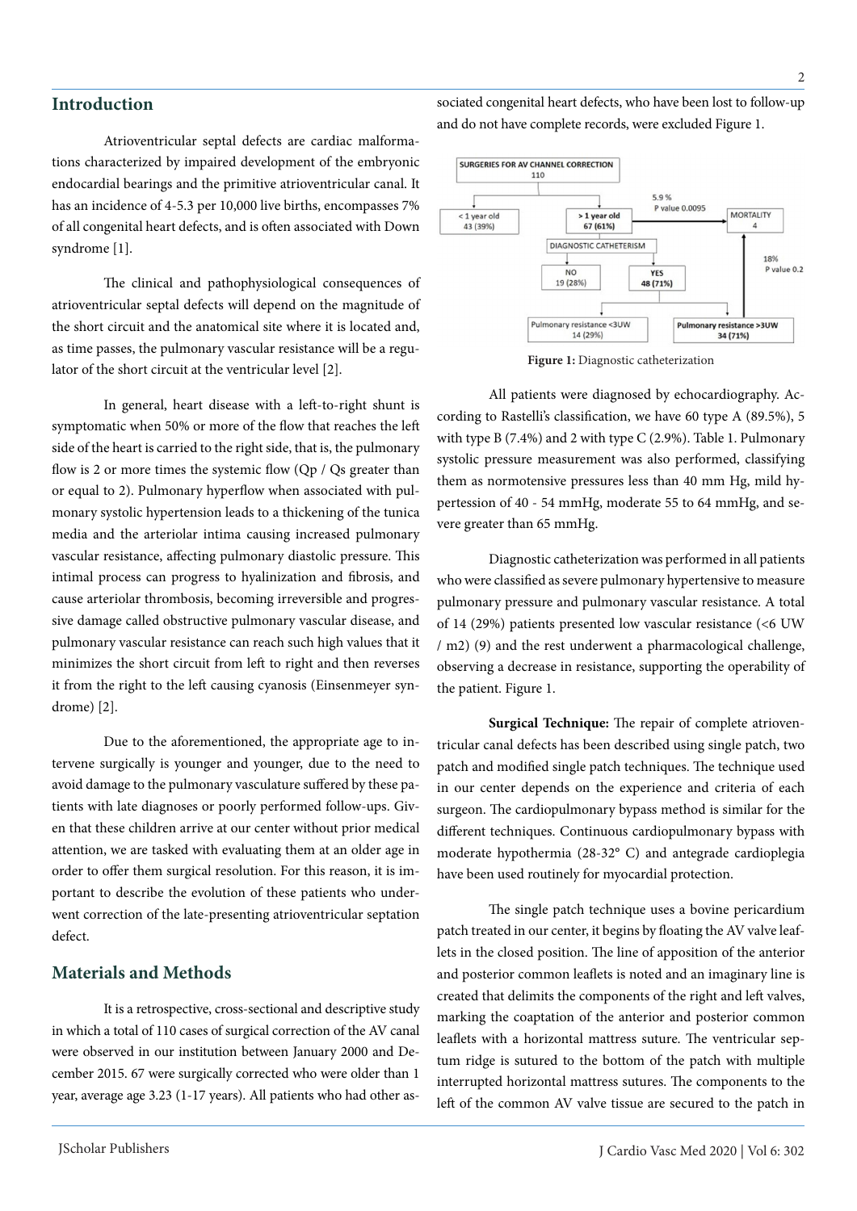## Introduction

Atrioventricular septal defects are cardiac malformations characterized by impaired development of the embryonic endocardial bearings and the primitive atrioventricular canal. It has an incidence of 4-5.3 per 10,000 live births, encompasses 7% of all congenital heart defects, and is often associated with Down syndrome [1].

The clinical and pathophysiological consequences of atrioventricular septal defects will depend on the magnitude of the short circuit and the anatomical site where it is located and, as time passes, the pulmonary vascular resistance will be a regulator of the short circuit at the ventricular level [2].

In general, heart disease with a left-to-right shunt is symptomatic when 50% or more of the flow that reaches the left side of the heart is carried to the right side, that is, the pulmonary flow is 2 or more times the systemic flow (Qp / Qs greater than or equal to 2). Pulmonary hyperflow when associated with pulmonary systolic hypertension leads to a thickening of the tunica media and the arteriolar intima causing increased pulmonary vascular resistance, affecting pulmonary diastolic pressure. This intimal process can progress to hyalinization and fibrosis, and cause arteriolar thrombosis, becoming irreversible and progressive damage called obstructive pulmonary vascular disease, and pulmonary vascular resistance can reach such high values that it minimizes the short circuit from left to right and then reverses it from the right to the left causing cyanosis (Einsenmeyer syndrome) [2].

Due to the aforementioned, the appropriate age to intervene surgically is younger and younger, due to the need to avoid damage to the pulmonary vasculature suffered by these patients with late diagnoses or poorly performed follow-ups. Given that these children arrive at our center without prior medical attention, we are tasked with evaluating them at an older age in order to offer them surgical resolution. For this reason, it is important to describe the evolution of these patients who underwent correction of the late-presenting atrioventricular septation defect.

## Materials and Methods

It is a retrospective, cross-sectional and descriptive study in which a total of 110 cases of surgical correction of the AV canal were observed in our institution between January 2000 and December 2015. 67 were surgically corrected who were older than 1 year, average age 3.23 (1-17 years). All patients who had other associated congenital heart defects, who have been lost to follow-up and do not have complete records, were excluded Figure 1.

SURGERIES FOR AV CHANNEL CORRECTION 110

< 1 year old 43 (39%)

> 1 year old 67 (61%)

5.9 % P value 0.0095

MORTALITY 4

DIAGNOSTIC CATHETERISM

NO 19 (28%)

YES 48 (71%)

18% P value 0.2

Pulmonary resistance <3UW 14 (29%)

Pulmonary resistance >3UW 34 (71%)

**Figure 1:** Diagnostic catheterization

All patients were diagnosed by echocardiography. According to Rastelli's classification, we have 60 type A (89.5%), 5 with type B (7.4%) and 2 with type C (2.9%). Table 1. Pulmonary systolic pressure measurement was also performed, classifying them as normotensive pressures less than 40 mm Hg, mild hypertession of 40 - 54 mmHg, moderate 55 to 64 mmHg, and severe greater than 65 mmHg.

Diagnostic catheterization was performed in all patients who were classified as severe pulmonary hypertensive to measure pulmonary pressure and pulmonary vascular resistance. A total of 14 (29%) patients presented low vascular resistance (<6 UW / m2) (9) and the rest underwent a pharmacological challenge, observing a decrease in resistance, supporting the operability of the patient. Figure 1.

**Surgical Technique:** The repair of complete atrioventricular canal defects has been described using single patch, two patch and modified single patch techniques. The technique used in our center depends on the experience and criteria of each surgeon. The cardiopulmonary bypass method is similar for the different techniques. Continuous cardiopulmonary bypass with moderate hypothermia (28-32° C) and antegrade cardioplegia have been used routinely for myocardial protection.

The single patch technique uses a bovine pericardium patch treated in our center, it begins by floating the AV valve leaflets in the closed position. The line of apposition of the anterior and posterior common leaflets is noted and an imaginary line is created that delimits the components of the right and left valves, marking the coaptation of the anterior and posterior common leaflets with a horizontal mattress suture. The ventricular septum ridge is sutured to the bottom of the patch with multiple interrupted horizontal mattress sutures. The components to the left of the common AV valve tissue are secured to the patch in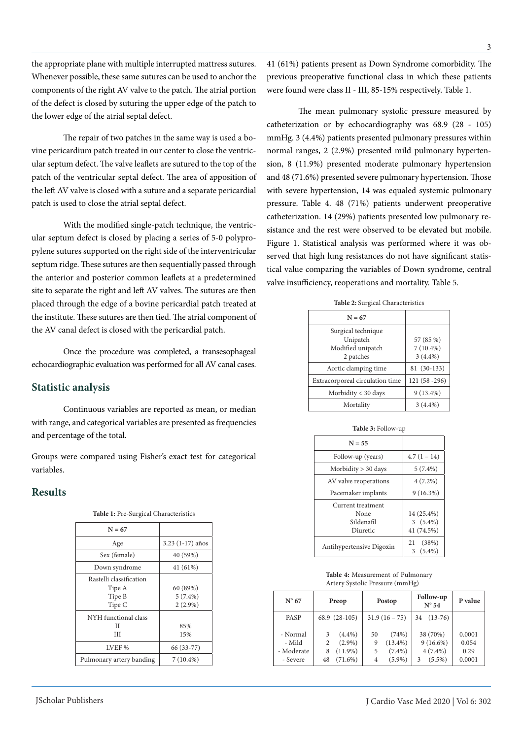the appropriate plane with multiple interrupted mattress sutures. Whenever possible, these same sutures can be used to anchor the components of the right AV valve to the patch. The atrial portion of the defect is closed by suturing the upper edge of the patch to the lower edge of the atrial septal defect.

The repair of two patches in the same way is used a bovine pericardium patch treated in our center to close the ventricular septum defect. The valve leaflets are sutured to the top of the patch of the ventricular septal defect. The area of apposition of the left AV valve is closed with a suture and a separate pericardial patch is used to close the atrial septal defect.

With the modified single-patch technique, the ventricular septum defect is closed by placing a series of 5-0 polypropylene sutures supported on the right side of the interventricular septum ridge. These sutures are then sequentially passed through the anterior and posterior common leaflets at a predetermined site to separate the right and left AV valves. The sutures are then placed through the edge of a bovine pericardial patch treated at the institute. These sutures are then tied. The atrial component of the AV canal defect is closed with the pericardial patch.

Once the procedure was completed, a transesophageal echocardiographic evaluation was performed for all AV canal cases.

## Statistic analysis

Continuous variables are reported as mean, or median with range, and categorical variables are presented as frequencies and percentage of the total.

Groups were compared using Fisher's exact test for categorical variables.

## Results

**Table 1:** Pre-Surgical Characteristics

| N = 67 | |
|---|---|
| Age | 3.23 (1-17) años |
| Sex (female) | 40 (59%) |
| Down syndrome | 41 (61%) |
| Rastelli classification<br>Tipe A<br>Tipe B<br>Tipe C | <br>60 (89%)<br>5 (7.4%)<br>2 (2.9%) |
| NYH functional class<br>II<br>III | <br>85%<br>15% |
| LVEF % | 66 (33-77) |
| Pulmonary artery banding | 7 (10.4%) |

41 (61%) patients present as Down Syndrome comorbidity. The previous preoperative functional class in which these patients were found were class II - III, 85-15% respectively. Table 1.

The mean pulmonary systolic pressure measured by catheterization or by echocardiography was 68.9 (28 - 105) mmHg. 3 (4.4%) patients presented pulmonary pressures within normal ranges, 2 (2.9%) presented mild pulmonary hypertension, 8 (11.9%) presented moderate pulmonary hypertension and 48 (71.6%) presented severe pulmonary hypertension. Those with severe hypertension, 14 was equaled systemic pulmonary pressure. Table 4. 48 (71%) patients underwent preoperative catheterization. 14 (29%) patients presented low pulmonary resistance and the rest were observed to be elevated but mobile. Figure 1. Statistical analysis was performed where it was observed that high lung resistances do not have significant statistical value comparing the variables of Down syndrome, central valve insufficiency, reoperations and mortality. Table 5.

**Table 2:** Surgical Characteristics

| N = 67 | |
|---|---|
| Surgical technique<br>Unipatch<br>Modified unipatch<br>2 patches | <br>57 (85 %)<br>7 (10.4%)<br>3 (4.4%) |
| Aortic clamping time | 81 (30-133) |
| Extracorporeal circulation time | 121 (58 -296) |
| Morbidity < 30 days | 9 (13.4%) |
| Mortality | 3 (4.4%) |

**Table 3:** Follow-up

| N = 55 | |
|---|---|
| Follow-up (years) | 4.7 (1 – 14) |
| Morbidity > 30 days | 5 (7.4%) |
| AV valve reoperations | 4 (7.2%) |
| Pacemaker implants | 9 (16.3%) |
| Current treatment<br>None<br>Sildenafil<br>Diuretic | <br>14 (25.4%)<br>3 (5.4%)<br>41 (74.5%) |
| Antihypertensive Digoxin | 21 (38%)<br>3 (5.4%) |

**Table 4:** Measurement of Pulmonary Artery Systolic Pressure (mmHg)

| N° 67 | Preop | Postop | Follow-up N° 54 | P value |
|---|---|---|---|---|
| PASP | 68.9 (28-105) | 31.9 (16 – 75) | 34 (13-76) | |
| - Normal | 3 (4.4%) | 50 (74%) | 38 (70%) | 0.0001 |
| - Mild | 2 (2.9%) | 9 (13.4%) | 9 (16.6%) | 0.054 |
| - Moderate | 8 (11.9%) | 5 (7.4%) | 4 (7.4%) | 0.29 |
| - Severe | 48 (71.6%) | 4 (5.9%) | 3 (5.5%) | 0.0001 |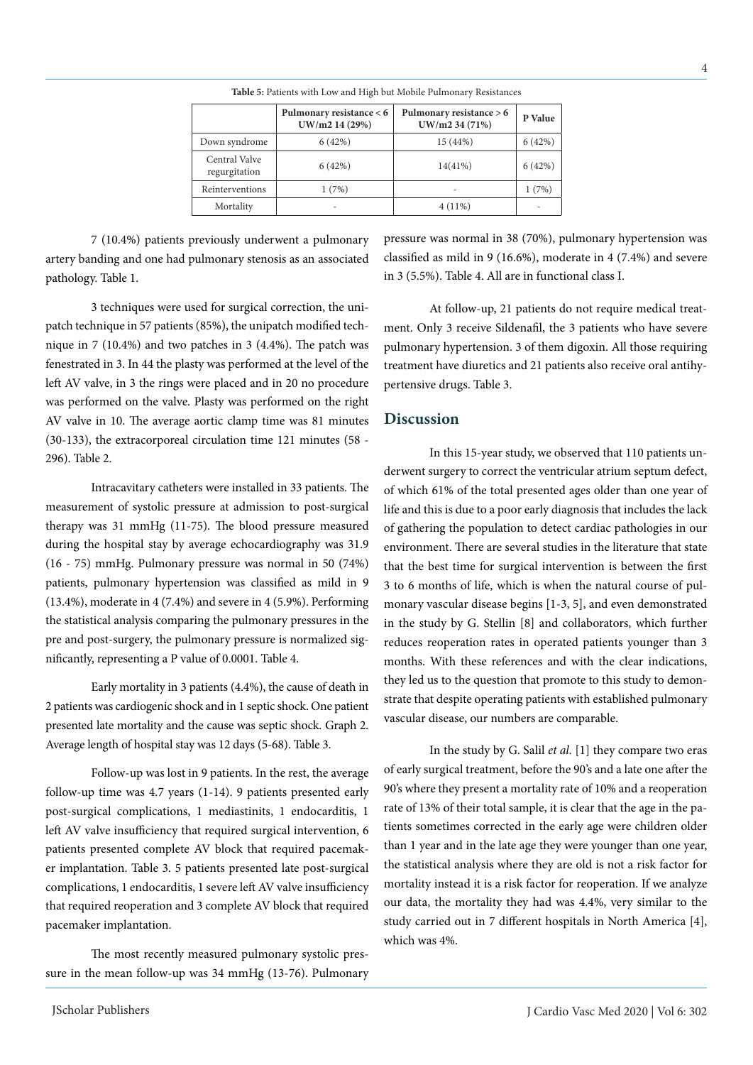**Table 5:** Patients with Low and High but Mobile Pulmonary Resistances

| | Pulmonary resistance < 6 UW/m2 14 (29%) | Pulmonary resistance > 6 UW/m2 34 (71%) | P Value |
|---|---|---|---|
| Down syndrome | 6 (42%) | 15 (44%) | 6 (42%) |
| Central Valve regurgitation | 6 (42%) | 14(41%) | 6 (42%) |
| Reinterventions | 1 (7%) | - | 1 (7%) |
| Mortality | - | 4 (11%) | - |

7 (10.4%) patients previously underwent a pulmonary artery banding and one had pulmonary stenosis as an associated pathology. Table 1.

3 techniques were used for surgical correction, the unipatch technique in 57 patients (85%), the unipatch modified technique in 7 (10.4%) and two patches in 3 (4.4%). The patch was fenestrated in 3. In 44 the plasty was performed at the level of the left AV valve, in 3 the rings were placed and in 20 no procedure was performed on the valve. Plasty was performed on the right AV valve in 10. The average aortic clamp time was 81 minutes (30-133), the extracorporeal circulation time 121 minutes (58 - 296). Table 2.

Intracavitary catheters were installed in 33 patients. The measurement of systolic pressure at admission to post-surgical therapy was 31 mmHg (11-75). The blood pressure measured during the hospital stay by average echocardiography was 31.9 (16 - 75) mmHg. Pulmonary pressure was normal in 50 (74%) patients, pulmonary hypertension was classified as mild in 9 (13.4%), moderate in 4 (7.4%) and severe in 4 (5.9%). Performing the statistical analysis comparing the pulmonary pressures in the pre and post-surgery, the pulmonary pressure is normalized significantly, representing a P value of 0.0001. Table 4.

Early mortality in 3 patients (4.4%), the cause of death in 2 patients was cardiogenic shock and in 1 septic shock. One patient presented late mortality and the cause was septic shock. Graph 2. Average length of hospital stay was 12 days (5-68). Table 3.

Follow-up was lost in 9 patients. In the rest, the average follow-up time was 4.7 years (1-14). 9 patients presented early post-surgical complications, 1 mediastinits, 1 endocarditis, 1 left AV valve insufficiency that required surgical intervention, 6 patients presented complete AV block that required pacemaker implantation. Table 3. 5 patients presented late post-surgical complications, 1 endocarditis, 1 severe left AV valve insufficiency that required reoperation and 3 complete AV block that required pacemaker implantation.

The most recently measured pulmonary systolic pressure in the mean follow-up was 34 mmHg (13-76). Pulmonary pressure was normal in 38 (70%), pulmonary hypertension was classified as mild in 9 (16.6%), moderate in 4 (7.4%) and severe in 3 (5.5%). Table 4. All are in functional class I.

At follow-up, 21 patients do not require medical treatment. Only 3 receive Sildenafil, the 3 patients who have severe pulmonary hypertension. 3 of them digoxin. All those requiring treatment have diuretics and 21 patients also receive oral antihypertensive drugs. Table 3.

## Discussion

In this 15-year study, we observed that 110 patients underwent surgery to correct the ventricular atrium septum defect, of which 61% of the total presented ages older than one year of life and this is due to a poor early diagnosis that includes the lack of gathering the population to detect cardiac pathologies in our environment. There are several studies in the literature that state that the best time for surgical intervention is between the first 3 to 6 months of life, which is when the natural course of pulmonary vascular disease begins [1-3, 5], and even demonstrated in the study by G. Stellin [8] and collaborators, which further reduces reoperation rates in operated patients younger than 3 months. With these references and with the clear indications, they led us to the question that promote to this study to demonstrate that despite operating patients with established pulmonary vascular disease, our numbers are comparable.

In the study by G. Salil *et al.* [1] they compare two eras of early surgical treatment, before the 90's and a late one after the 90's where they present a mortality rate of 10% and a reoperation rate of 13% of their total sample, it is clear that the age in the patients sometimes corrected in the early age were children older than 1 year and in the late age they were younger than one year, the statistical analysis where they are old is not a risk factor for mortality instead it is a risk factor for reoperation. If we analyze our data, the mortality they had was 4.4%, very similar to the study carried out in 7 different hospitals in North America [4], which was 4%.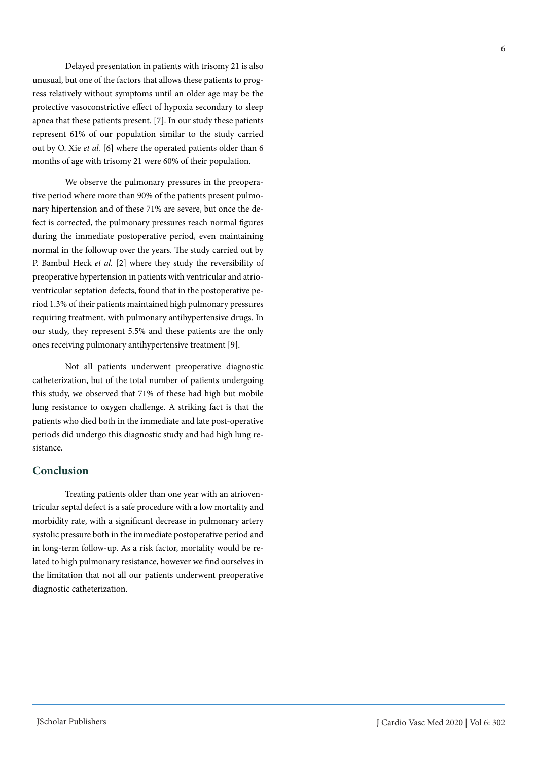Delayed presentation in patients with trisomy 21 is also unusual, but one of the factors that allows these patients to progress relatively without symptoms until an older age may be the protective vasoconstrictive effect of hypoxia secondary to sleep apnea that these patients present. [7]. In our study these patients represent 61% of our population similar to the study carried out by O. Xie *et al.* [6] where the operated patients older than 6 months of age with trisomy 21 were 60% of their population.

We observe the pulmonary pressures in the preoperative period where more than 90% of the patients present pulmonary hipertension and of these 71% are severe, but once the defect is corrected, the pulmonary pressures reach normal figures during the immediate postoperative period, even maintaining normal in the followup over the years. The study carried out by P. Bambul Heck *et al.* [2] where they study the reversibility of preoperative hypertension in patients with ventricular and atrioventricular septation defects, found that in the postoperative period 1.3% of their patients maintained high pulmonary pressures requiring treatment. with pulmonary antihypertensive drugs. In our study, they represent 5.5% and these patients are the only ones receiving pulmonary antihypertensive treatment [9].

Not all patients underwent preoperative diagnostic catheterization, but of the total number of patients undergoing this study, we observed that 71% of these had high but mobile lung resistance to oxygen challenge. A striking fact is that the patients who died both in the immediate and late post-operative periods did undergo this diagnostic study and had high lung resistance.

## Conclusion

Treating patients older than one year with an atrioventricular septal defect is a safe procedure with a low mortality and morbidity rate, with a significant decrease in pulmonary artery systolic pressure both in the immediate postoperative period and in long-term follow-up. As a risk factor, mortality would be related to high pulmonary resistance, however we find ourselves in the limitation that not all our patients underwent preoperative diagnostic catheterization.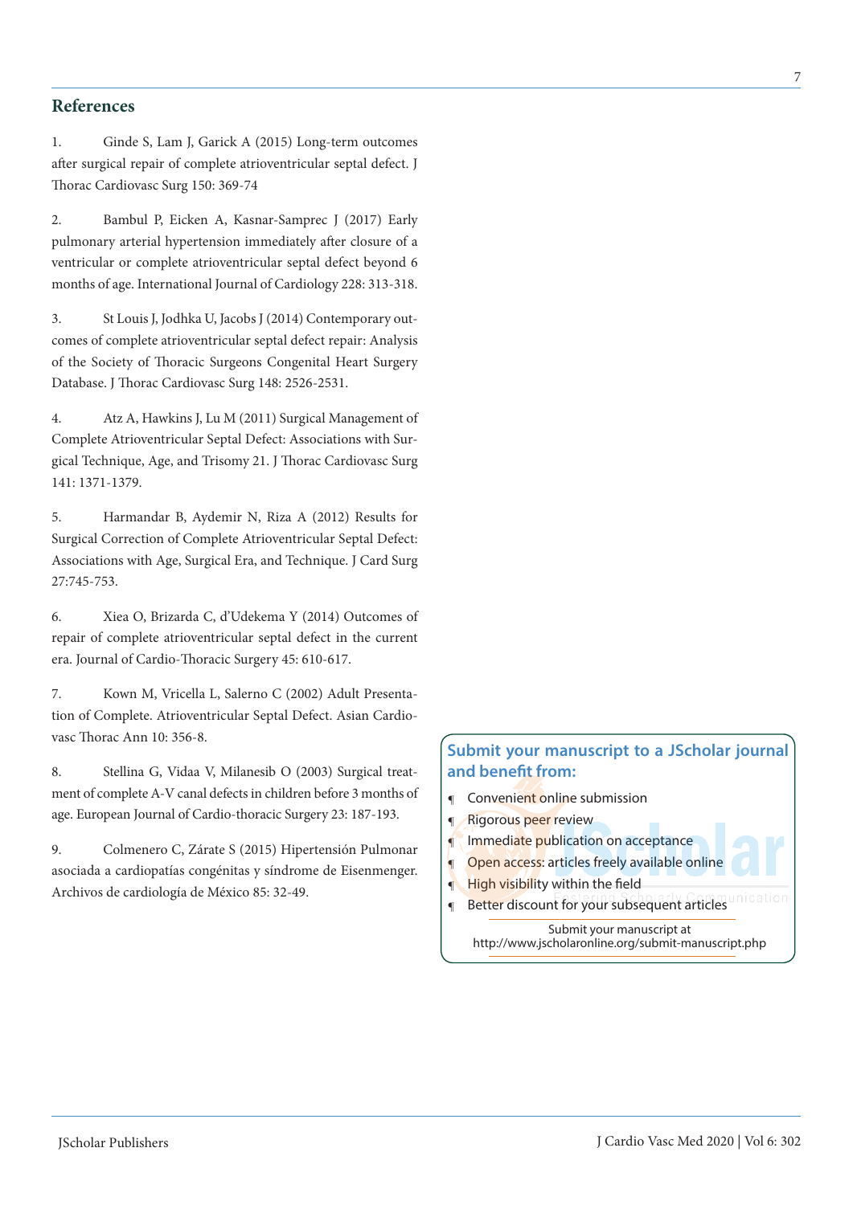## References

1. Ginde S, Lam J, Garick A (2015) Long-term outcomes after surgical repair of complete atrioventricular septal defect. J Thorac Cardiovasc Surg 150: 369-74

2. Bambul P, Eicken A, Kasnar-Samprec J (2017) Early pulmonary arterial hypertension immediately after closure of a ventricular or complete atrioventricular septal defect beyond 6 months of age. International Journal of Cardiology 228: 313-318.

3. St Louis J, Jodhka U, Jacobs J (2014) Contemporary outcomes of complete atrioventricular septal defect repair: Analysis of the Society of Thoracic Surgeons Congenital Heart Surgery Database. J Thorac Cardiovasc Surg 148: 2526-2531.

4. Atz A, Hawkins J, Lu M (2011) Surgical Management of Complete Atrioventricular Septal Defect: Associations with Surgical Technique, Age, and Trisomy 21. J Thorac Cardiovasc Surg 141: 1371-1379.

5. Harmandar B, Aydemir N, Riza A (2012) Results for Surgical Correction of Complete Atrioventricular Septal Defect: Associations with Age, Surgical Era, and Technique. J Card Surg 27:745-753.

6. Xiea O, Brizarda C, d'Udekema Y (2014) Outcomes of repair of complete atrioventricular septal defect in the current era. Journal of Cardio-Thoracic Surgery 45: 610-617.

7. Kown M, Vricella L, Salerno C (2002) Adult Presentation of Complete. Atrioventricular Septal Defect. Asian Cardiovasc Thorac Ann 10: 356-8.

8. Stellina G, Vidaa V, Milanesib O (2003) Surgical treatment of complete A-V canal defects in children before 3 months of age. European Journal of Cardio-thoracic Surgery 23: 187-193.

9. Colmenero C, Zárate S (2015) Hipertensión Pulmonar asociada a cardiopatías congénitas y síndrome de Eisenmenger. Archivos de cardiología de México 85: 32-49.

**Submit your manuscript to a JScholar journal and benefit from:**

- Convenient online submission
- Rigorous peer review
- Immediate publication on acceptance
- Open access: articles freely available online
- High visibility within the field
- Better discount for your subsequent articles

Submit your manuscript at
http://www.jscholaronline.org/submit-manuscript.php